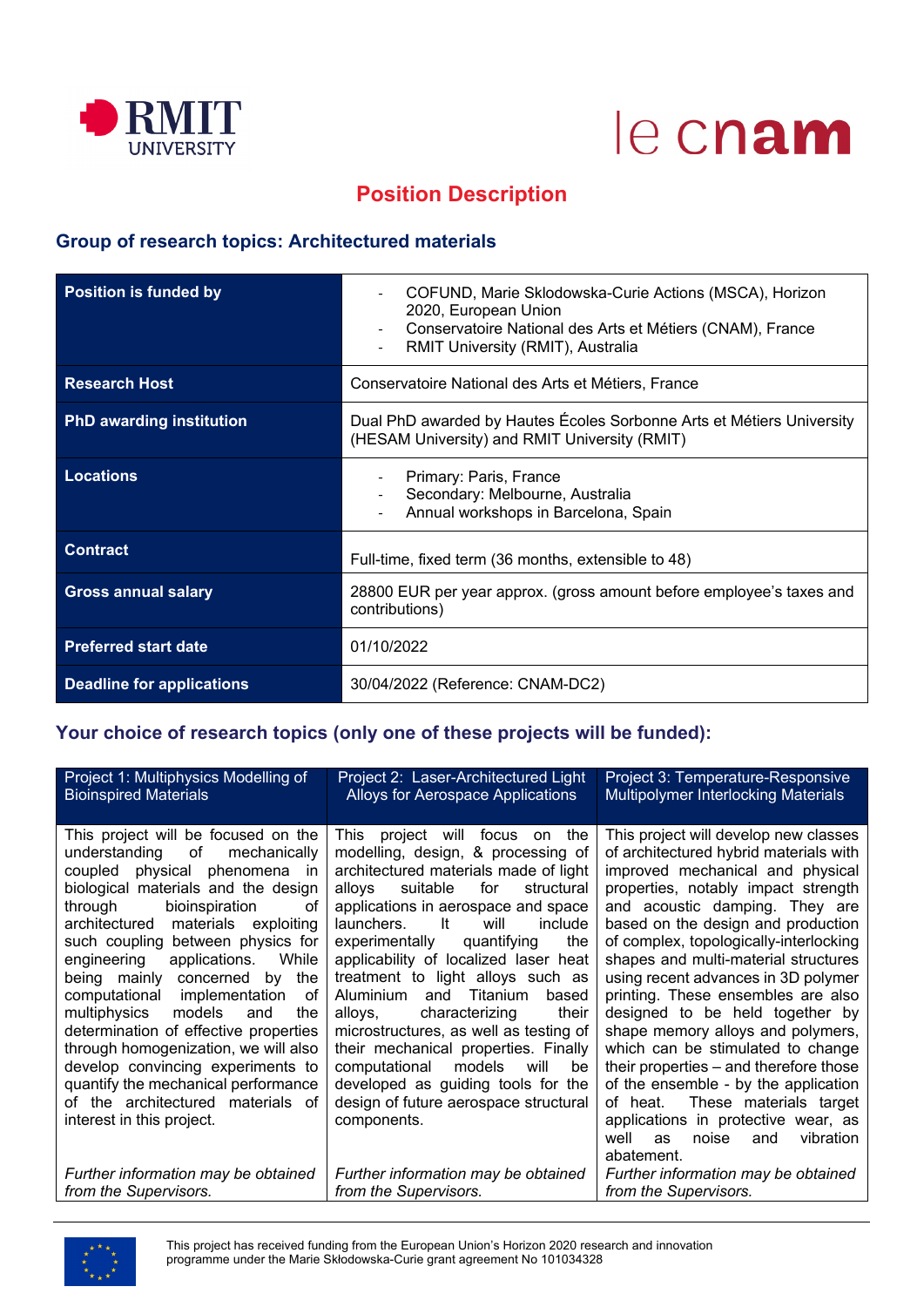# Position Description

## Group of research topics: Architectured materials

| | |
|---|---|
| **Position is funded by** | - COFUND, Marie Sklodowska-Curie Actions (MSCA), Horizon 2020, European Union<br>- Conservatoire National des Arts et Métiers (CNAM), France<br>- RMIT University (RMIT), Australia |
| **Research Host** | Conservatoire National des Arts et Métiers, France |
| **PhD awarding institution** | Dual PhD awarded by Hautes Écoles Sorbonne Arts et Métiers University (HESAM University) and RMIT University (RMIT) |
| **Locations** | - Primary: Paris, France<br>- Secondary: Melbourne, Australia<br>- Annual workshops in Barcelona, Spain |
| **Contract** | Full-time, fixed term (36 months, extensible to 48) |
| **Gross annual salary** | 28800 EUR per year approx. (gross amount before employee's taxes and contributions) |
| **Preferred start date** | 01/10/2022 |
| **Deadline for applications** | 30/04/2022 (Reference: CNAM-DC2) |

## Your choice of research topics (only one of these projects will be funded):

| Project 1: Multiphysics Modelling of Bioinspired Materials | Project 2: Laser-Architectured Light Alloys for Aerospace Applications | Project 3: Temperature-Responsive Multipolymer Interlocking Materials |
|---|---|---|
| This project will be focused on the understanding of mechanically coupled physical phenomena in biological materials and the design through bioinspiration of architectured materials exploiting such coupling between physics for engineering applications. While being mainly concerned by the computational implementation of multiphysics models and the determination of effective properties through homogenization, we will also develop convincing experiments to quantify the mechanical performance of the architectured materials of interest in this project.<br><br>*Further information may be obtained from the Supervisors.* | This project will focus on the modelling, design, & processing of architectured materials made of light alloys suitable for structural applications in aerospace and space launchers. It will include experimentally quantifying the applicability of localized laser heat treatment to light alloys such as Aluminium and Titanium based alloys, characterizing their microstructures, as well as testing of their mechanical properties. Finally computational models will be developed as guiding tools for the design of future aerospace structural components.<br><br>*Further information may be obtained from the Supervisors.* | This project will develop new classes of architectured hybrid materials with improved mechanical and physical properties, notably impact strength and acoustic damping. They are based on the design and production of complex, topologically-interlocking shapes and multi-material structures using recent advances in 3D polymer printing. These ensembles are also designed to be held together by shape memory alloys and polymers, which can be stimulated to change their properties – and therefore those of the ensemble - by the application of heat. These materials target applications in protective wear, as well as noise and vibration abatement.<br><br>*Further information may be obtained from the Supervisors.* |

This project has received funding from the European Union's Horizon 2020 research and innovation programme under the Marie Skłodowska-Curie grant agreement No 101034328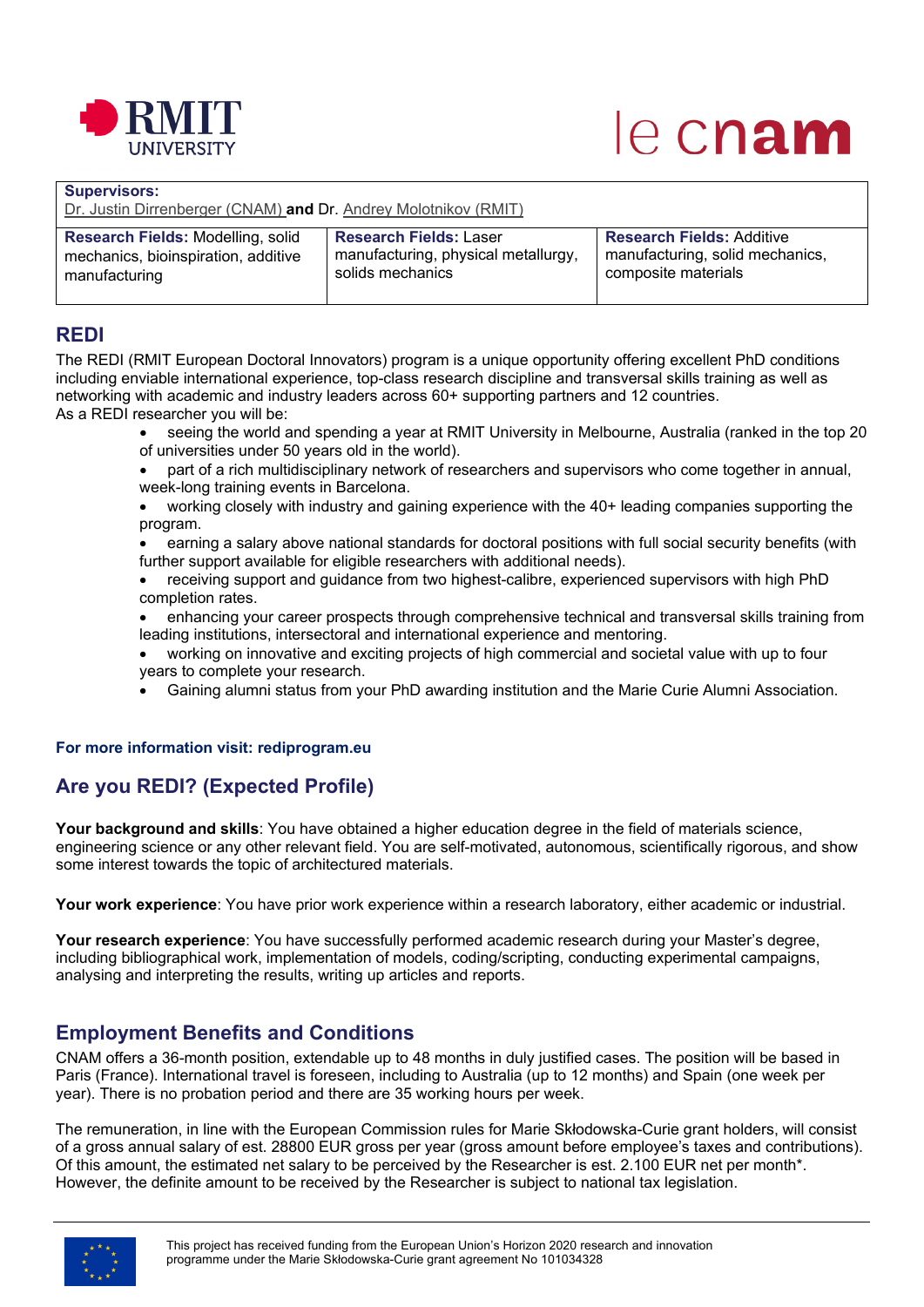| **Supervisors:** Dr. Justin Dirrenberger (CNAM) **and** Dr. Andrey Molotnikov (RMIT) | | |
|---|---|---|
| **Research Fields:** Modelling, solid mechanics, bioinspiration, additive manufacturing | **Research Fields:** Laser manufacturing, physical metallurgy, solids mechanics | **Research Fields:** Additive manufacturing, solid mechanics, composite materials |

## REDI

The REDI (RMIT European Doctoral Innovators) program is a unique opportunity offering excellent PhD conditions including enviable international experience, top-class research discipline and transversal skills training as well as networking with academic and industry leaders across 60+ supporting partners and 12 countries.
As a REDI researcher you will be:

- seeing the world and spending a year at RMIT University in Melbourne, Australia (ranked in the top 20 of universities under 50 years old in the world).
- part of a rich multidisciplinary network of researchers and supervisors who come together in annual, week-long training events in Barcelona.
- working closely with industry and gaining experience with the 40+ leading companies supporting the program.
- earning a salary above national standards for doctoral positions with full social security benefits (with further support available for eligible researchers with additional needs).
- receiving support and guidance from two highest-calibre, experienced supervisors with high PhD completion rates.
- enhancing your career prospects through comprehensive technical and transversal skills training from leading institutions, intersectoral and international experience and mentoring.
- working on innovative and exciting projects of high commercial and societal value with up to four years to complete your research.
- Gaining alumni status from your PhD awarding institution and the Marie Curie Alumni Association.

**For more information visit: rediprogram.eu**

## Are you REDI? (Expected Profile)

**Your background and skills**: You have obtained a higher education degree in the field of materials science, engineering science or any other relevant field. You are self-motivated, autonomous, scientifically rigorous, and show some interest towards the topic of architectured materials.

**Your work experience**: You have prior work experience within a research laboratory, either academic or industrial.

**Your research experience**: You have successfully performed academic research during your Master's degree, including bibliographical work, implementation of models, coding/scripting, conducting experimental campaigns, analysing and interpreting the results, writing up articles and reports.

## Employment Benefits and Conditions

CNAM offers a 36-month position, extendable up to 48 months in duly justified cases. The position will be based in Paris (France). International travel is foreseen, including to Australia (up to 12 months) and Spain (one week per year). There is no probation period and there are 35 working hours per week.

The remuneration, in line with the European Commission rules for Marie Skłodowska-Curie grant holders, will consist of a gross annual salary of est. 28800 EUR gross per year (gross amount before employee's taxes and contributions). Of this amount, the estimated net salary to be perceived by the Researcher is est. 2.100 EUR net per month*. However, the definite amount to be received by the Researcher is subject to national tax legislation.

This project has received funding from the European Union's Horizon 2020 research and innovation programme under the Marie Skłodowska-Curie grant agreement No 101034328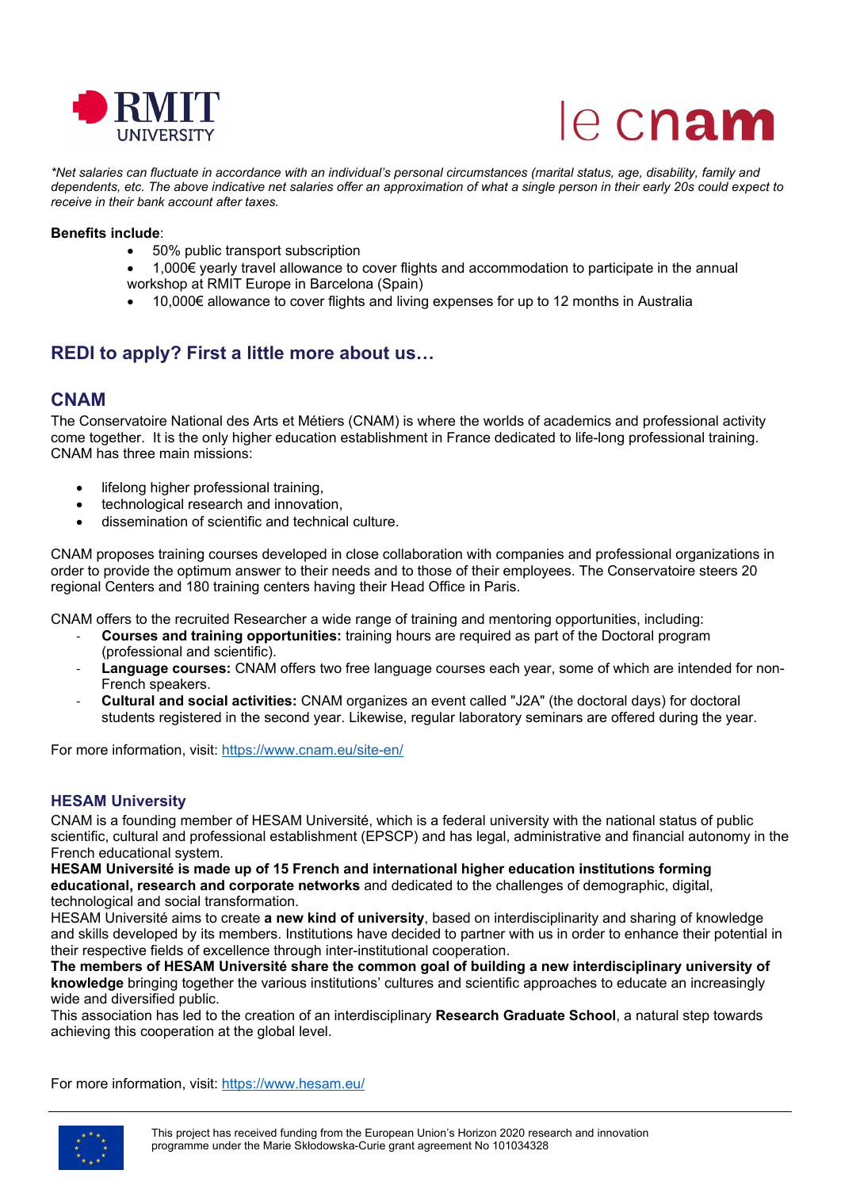*\*Net salaries can fluctuate in accordance with an individual's personal circumstances (marital status, age, disability, family and dependents, etc. The above indicative net salaries offer an approximation of what a single person in their early 20s could expect to receive in their bank account after taxes.*

**Benefits include**:

- 50% public transport subscription
- 1,000€ yearly travel allowance to cover flights and accommodation to participate in the annual workshop at RMIT Europe in Barcelona (Spain)
- 10,000€ allowance to cover flights and living expenses for up to 12 months in Australia

## REDI to apply? First a little more about us…

## CNAM

The Conservatoire National des Arts et Métiers (CNAM) is where the worlds of academics and professional activity come together. It is the only higher education establishment in France dedicated to life-long professional training. CNAM has three main missions:

- lifelong higher professional training,
- technological research and innovation,
- dissemination of scientific and technical culture.

CNAM proposes training courses developed in close collaboration with companies and professional organizations in order to provide the optimum answer to their needs and to those of their employees. The Conservatoire steers 20 regional Centers and 180 training centers having their Head Office in Paris.

CNAM offers to the recruited Researcher a wide range of training and mentoring opportunities, including:

- **Courses and training opportunities:** training hours are required as part of the Doctoral program (professional and scientific).
- **Language courses:** CNAM offers two free language courses each year, some of which are intended for non-French speakers.
- **Cultural and social activities:** CNAM organizes an event called "J2A" (the doctoral days) for doctoral students registered in the second year. Likewise, regular laboratory seminars are offered during the year.

For more information, visit: https://www.cnam.eu/site-en/

### HESAM University

CNAM is a founding member of HESAM Université, which is a federal university with the national status of public scientific, cultural and professional establishment (EPSCP) and has legal, administrative and financial autonomy in the French educational system.

**HESAM Université is made up of 15 French and international higher education institutions forming educational, research and corporate networks** and dedicated to the challenges of demographic, digital, technological and social transformation.

HESAM Université aims to create **a new kind of university**, based on interdisciplinarity and sharing of knowledge and skills developed by its members. Institutions have decided to partner with us in order to enhance their potential in their respective fields of excellence through inter-institutional cooperation.

**The members of HESAM Université share the common goal of building a new interdisciplinary university of knowledge** bringing together the various institutions' cultures and scientific approaches to educate an increasingly wide and diversified public.

This association has led to the creation of an interdisciplinary **Research Graduate School**, a natural step towards achieving this cooperation at the global level.

For more information, visit: https://www.hesam.eu/

This project has received funding from the European Union's Horizon 2020 research and innovation programme under the Marie Skłodowska-Curie grant agreement No 101034328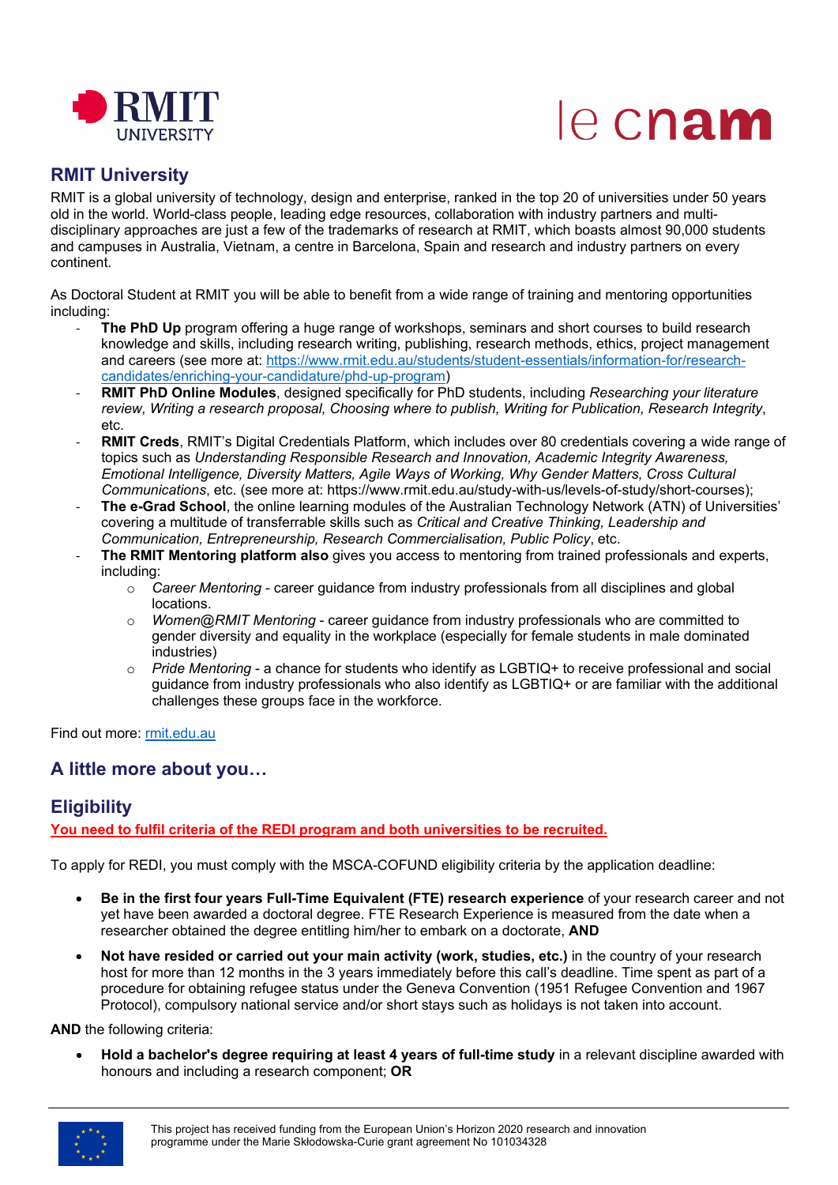## RMIT University

RMIT is a global university of technology, design and enterprise, ranked in the top 20 of universities under 50 years old in the world. World-class people, leading edge resources, collaboration with industry partners and multi-disciplinary approaches are just a few of the trademarks of research at RMIT, which boasts almost 90,000 students and campuses in Australia, Vietnam, a centre in Barcelona, Spain and research and industry partners on every continent.

As Doctoral Student at RMIT you will be able to benefit from a wide range of training and mentoring opportunities including:

- **The PhD Up** program offering a huge range of workshops, seminars and short courses to build research knowledge and skills, including research writing, publishing, research methods, ethics, project management and careers (see more at: [https://www.rmit.edu.au/students/student-essentials/information-for/research-candidates/enriching-your-candidature/phd-up-program](https://www.rmit.edu.au/students/student-essentials/information-for/research-candidates/enriching-your-candidature/phd-up-program))
- **RMIT PhD Online Modules**, designed specifically for PhD students, including *Researching your literature review, Writing a research proposal, Choosing where to publish, Writing for Publication, Research Integrity*, etc.
- **RMIT Creds**, RMIT's Digital Credentials Platform, which includes over 80 credentials covering a wide range of topics such as *Understanding Responsible Research and Innovation, Academic Integrity Awareness, Emotional Intelligence, Diversity Matters, Agile Ways of Working, Why Gender Matters, Cross Cultural Communications*, etc. (see more at: https://www.rmit.edu.au/study-with-us/levels-of-study/short-courses);
- **The e-Grad School**, the online learning modules of the Australian Technology Network (ATN) of Universities' covering a multitude of transferrable skills such as *Critical and Creative Thinking, Leadership and Communication, Entrepreneurship, Research Commercialisation, Public Policy*, etc.
- **The RMIT Mentoring platform also** gives you access to mentoring from trained professionals and experts, including:
  - *Career Mentoring* - career guidance from industry professionals from all disciplines and global locations.
  - *Women@RMIT Mentoring* - career guidance from industry professionals who are committed to gender diversity and equality in the workplace (especially for female students in male dominated industries)
  - *Pride Mentoring* - a chance for students who identify as LGBTIQ+ to receive professional and social guidance from industry professionals who also identify as LGBTIQ+ or are familiar with the additional challenges these groups face in the workforce.

Find out more: [rmit.edu.au](https://rmit.edu.au)

## A little more about you…

## Eligibility

**You need to fulfil criteria of the REDI program and both universities to be recruited.**

To apply for REDI, you must comply with the MSCA-COFUND eligibility criteria by the application deadline:

- **Be in the first four years Full-Time Equivalent (FTE) research experience** of your research career and not yet have been awarded a doctoral degree. FTE Research Experience is measured from the date when a researcher obtained the degree entitling him/her to embark on a doctorate, **AND**
- **Not have resided or carried out your main activity (work, studies, etc.)** in the country of your research host for more than 12 months in the 3 years immediately before this call's deadline. Time spent as part of a procedure for obtaining refugee status under the Geneva Convention (1951 Refugee Convention and 1967 Protocol), compulsory national service and/or short stays such as holidays is not taken into account.

**AND** the following criteria:

- **Hold a bachelor's degree requiring at least 4 years of full-time study** in a relevant discipline awarded with honours and including a research component; **OR**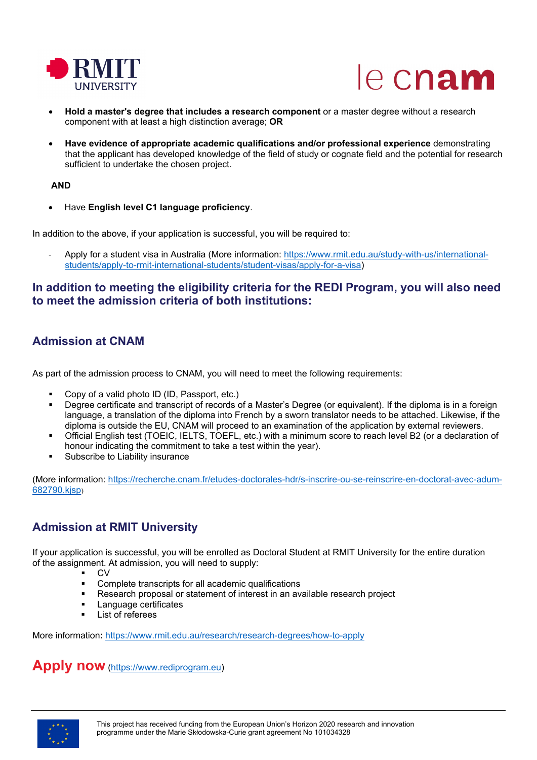- **Hold a master's degree that includes a research component** or a master degree without a research component with at least a high distinction average; **OR**

- **Have evidence of appropriate academic qualifications and/or professional experience** demonstrating that the applicant has developed knowledge of the field of study or cognate field and the potential for research sufficient to undertake the chosen project.

**AND**

- Have **English level C1 language proficiency**.

In addition to the above, if your application is successful, you will be required to:

- Apply for a student visa in Australia (More information: https://www.rmit.edu.au/study-with-us/international-students/apply-to-rmit-international-students/student-visas/apply-for-a-visa)

## In addition to meeting the eligibility criteria for the REDI Program, you will also need to meet the admission criteria of both institutions:

### Admission at CNAM

As part of the admission process to CNAM, you will need to meet the following requirements:

- Copy of a valid photo ID (ID, Passport, etc.)
- Degree certificate and transcript of records of a Master's Degree (or equivalent). If the diploma is in a foreign language, a translation of the diploma into French by a sworn translator needs to be attached. Likewise, if the diploma is outside the EU, CNAM will proceed to an examination of the application by external reviewers.
- Official English test (TOEIC, IELTS, TOEFL, etc.) with a minimum score to reach level B2 (or a declaration of honour indicating the commitment to take a test within the year).
- Subscribe to Liability insurance

(More information: https://recherche.cnam.fr/etudes-doctorales-hdr/s-inscrire-ou-se-reinscrire-en-doctorat-avec-adum-682790.kjsp)

### Admission at RMIT University

If your application is successful, you will be enrolled as Doctoral Student at RMIT University for the entire duration of the assignment. At admission, you will need to supply:

- CV
- Complete transcripts for all academic qualifications
- Research proposal or statement of interest in an available research project
- Language certificates
- List of referees

More information**:** https://www.rmit.edu.au/research/research-degrees/how-to-apply

## Apply now (https://www.rediprogram.eu)

This project has received funding from the European Union's Horizon 2020 research and innovation programme under the Marie Skłodowska-Curie grant agreement No 101034328